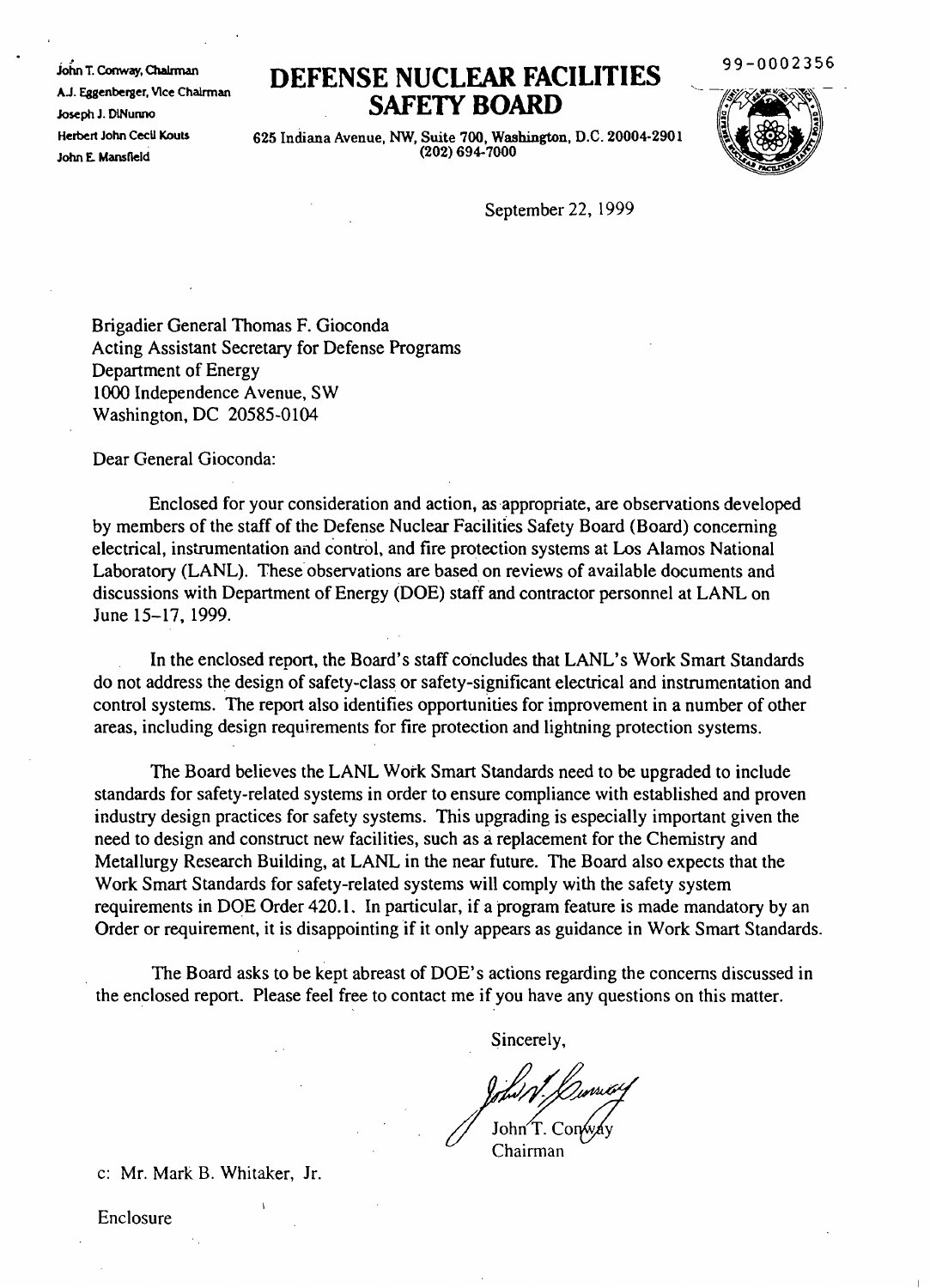John T. Conway, Chairman
A.J. Eggenberger, Vice Chairman
Joseph J. DiNunno
Herbert John Cecil Kouts
John E. Mansfield

# DEFENSE NUCLEAR FACILITIES SAFETY BOARD

625 Indiana Avenue, NW, Suite 700, Washington, D.C. 20004-2901
(202) 694-7000

99-0002356

September 22, 1999

Brigadier General Thomas F. Gioconda
Acting Assistant Secretary for Defense Programs
Department of Energy
1000 Independence Avenue, SW
Washington, DC 20585-0104

Dear General Gioconda:

Enclosed for your consideration and action, as appropriate, are observations developed by members of the staff of the Defense Nuclear Facilities Safety Board (Board) concerning electrical, instrumentation and control, and fire protection systems at Los Alamos National Laboratory (LANL). These observations are based on reviews of available documents and discussions with Department of Energy (DOE) staff and contractor personnel at LANL on June 15–17, 1999.

In the enclosed report, the Board's staff concludes that LANL's Work Smart Standards do not address the design of safety-class or safety-significant electrical and instrumentation and control systems. The report also identifies opportunities for improvement in a number of other areas, including design requirements for fire protection and lightning protection systems.

The Board believes the LANL Work Smart Standards need to be upgraded to include standards for safety-related systems in order to ensure compliance with established and proven industry design practices for safety systems. This upgrading is especially important given the need to design and construct new facilities, such as a replacement for the Chemistry and Metallurgy Research Building, at LANL in the near future. The Board also expects that the Work Smart Standards for safety-related systems will comply with the safety system requirements in DOE Order 420.1. In particular, if a program feature is made mandatory by an Order or requirement, it is disappointing if it only appears as guidance in Work Smart Standards.

The Board asks to be kept abreast of DOE's actions regarding the concerns discussed in the enclosed report. Please feel free to contact me if you have any questions on this matter.

Sincerely,

John T. Conway
Chairman

c: Mr. Mark B. Whitaker, Jr.

Enclosure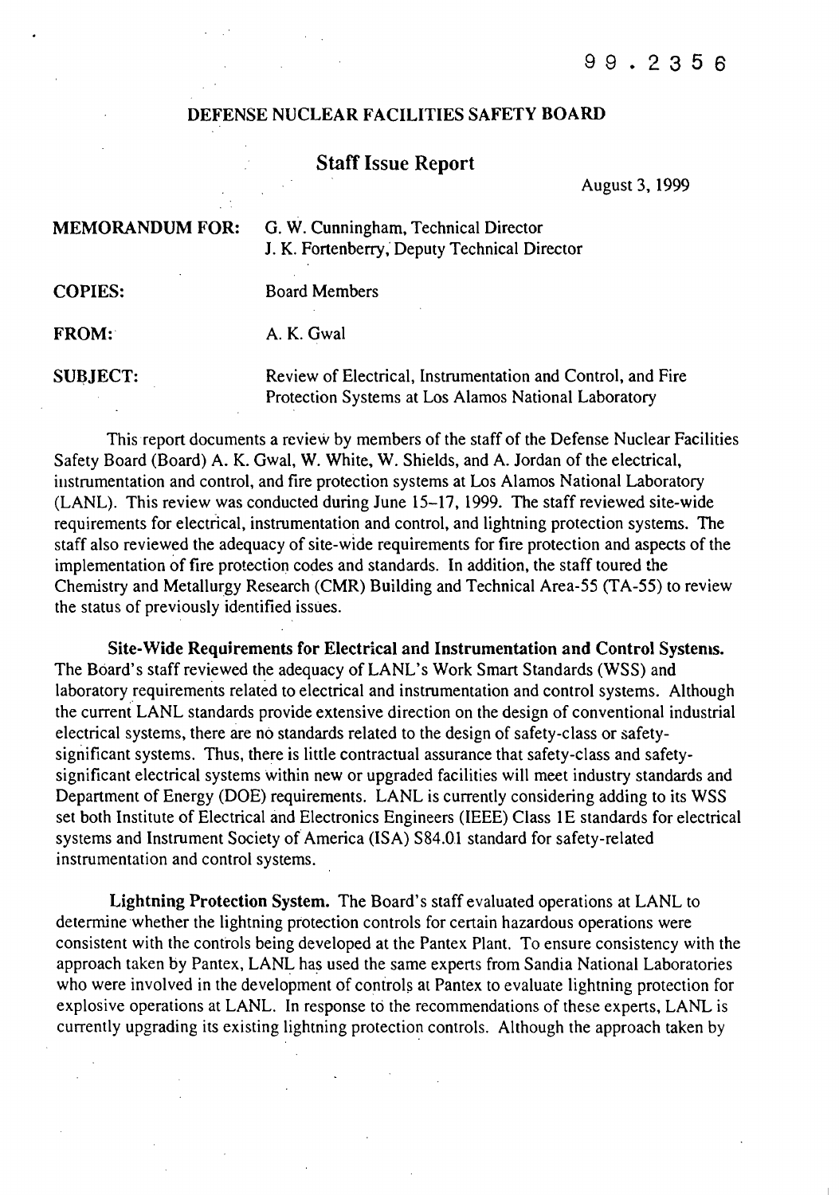99.2356

**DEFENSE NUCLEAR FACILITIES SAFETY BOARD**

## Staff Issue Report

August 3, 1999

**MEMORANDUM FOR:** G. W. Cunningham, Technical Director
J. K. Fortenberry, Deputy Technical Director

**COPIES:** Board Members

**FROM:** A. K. Gwal

**SUBJECT:** Review of Electrical, Instrumentation and Control, and Fire Protection Systems at Los Alamos National Laboratory

This report documents a review by members of the staff of the Defense Nuclear Facilities Safety Board (Board) A. K. Gwal, W. White, W. Shields, and A. Jordan of the electrical, instrumentation and control, and fire protection systems at Los Alamos National Laboratory (LANL). This review was conducted during June 15–17, 1999. The staff reviewed site-wide requirements for electrical, instrumentation and control, and lightning protection systems. The staff also reviewed the adequacy of site-wide requirements for fire protection and aspects of the implementation of fire protection codes and standards. In addition, the staff toured the Chemistry and Metallurgy Research (CMR) Building and Technical Area-55 (TA-55) to review the status of previously identified issues.

**Site-Wide Requirements for Electrical and Instrumentation and Control Systems.** The Board's staff reviewed the adequacy of LANL's Work Smart Standards (WSS) and laboratory requirements related to electrical and instrumentation and control systems. Although the current LANL standards provide extensive direction on the design of conventional industrial electrical systems, there are no standards related to the design of safety-class or safety-significant systems. Thus, there is little contractual assurance that safety-class and safety-significant electrical systems within new or upgraded facilities will meet industry standards and Department of Energy (DOE) requirements. LANL is currently considering adding to its WSS set both Institute of Electrical and Electronics Engineers (IEEE) Class 1E standards for electrical systems and Instrument Society of America (ISA) S84.01 standard for safety-related instrumentation and control systems.

**Lightning Protection System.** The Board's staff evaluated operations at LANL to determine whether the lightning protection controls for certain hazardous operations were consistent with the controls being developed at the Pantex Plant. To ensure consistency with the approach taken by Pantex, LANL has used the same experts from Sandia National Laboratories who were involved in the development of controls at Pantex to evaluate lightning protection for explosive operations at LANL. In response to the recommendations of these experts, LANL is currently upgrading its existing lightning protection controls. Although the approach taken by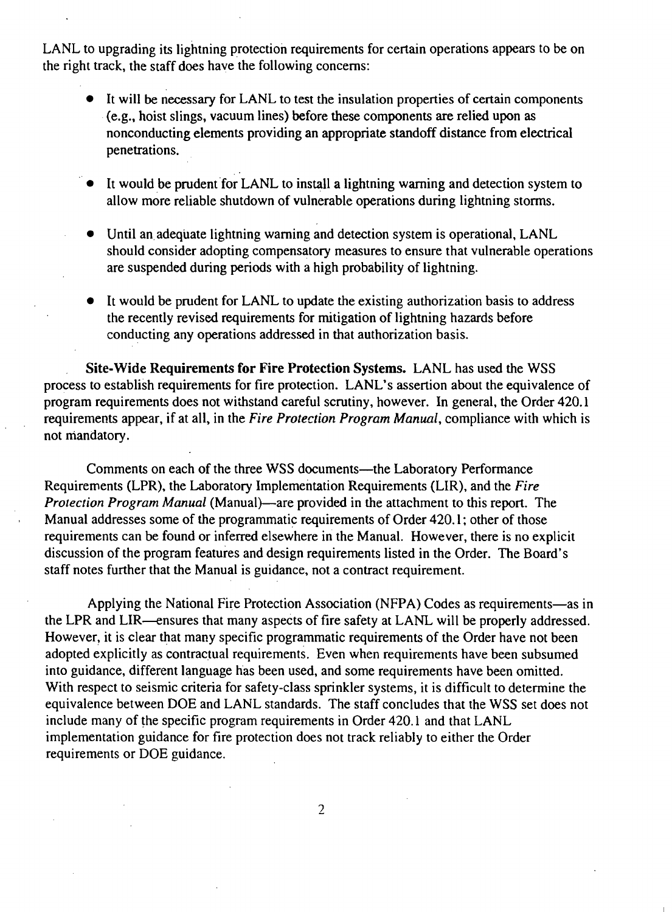LANL to upgrading its lightning protection requirements for certain operations appears to be on the right track, the staff does have the following concerns:

- It will be necessary for LANL to test the insulation properties of certain components (e.g., hoist slings, vacuum lines) before these components are relied upon as nonconducting elements providing an appropriate standoff distance from electrical penetrations.
- It would be prudent for LANL to install a lightning warning and detection system to allow more reliable shutdown of vulnerable operations during lightning storms.
- Until an adequate lightning warning and detection system is operational, LANL should consider adopting compensatory measures to ensure that vulnerable operations are suspended during periods with a high probability of lightning.
- It would be prudent for LANL to update the existing authorization basis to address the recently revised requirements for mitigation of lightning hazards before conducting any operations addressed in that authorization basis.

**Site-Wide Requirements for Fire Protection Systems.** LANL has used the WSS process to establish requirements for fire protection. LANL's assertion about the equivalence of program requirements does not withstand careful scrutiny, however. In general, the Order 420.1 requirements appear, if at all, in the *Fire Protection Program Manual*, compliance with which is not mandatory.

Comments on each of the three WSS documents—the Laboratory Performance Requirements (LPR), the Laboratory Implementation Requirements (LIR), and the *Fire Protection Program Manual* (Manual)—are provided in the attachment to this report. The Manual addresses some of the programmatic requirements of Order 420.1; other of those requirements can be found or inferred elsewhere in the Manual. However, there is no explicit discussion of the program features and design requirements listed in the Order. The Board's staff notes further that the Manual is guidance, not a contract requirement.

Applying the National Fire Protection Association (NFPA) Codes as requirements—as in the LPR and LIR—ensures that many aspects of fire safety at LANL will be properly addressed. However, it is clear that many specific programmatic requirements of the Order have not been adopted explicitly as contractual requirements. Even when requirements have been subsumed into guidance, different language has been used, and some requirements have been omitted. With respect to seismic criteria for safety-class sprinkler systems, it is difficult to determine the equivalence between DOE and LANL standards. The staff concludes that the WSS set does not include many of the specific program requirements in Order 420.1 and that LANL implementation guidance for fire protection does not track reliably to either the Order requirements or DOE guidance.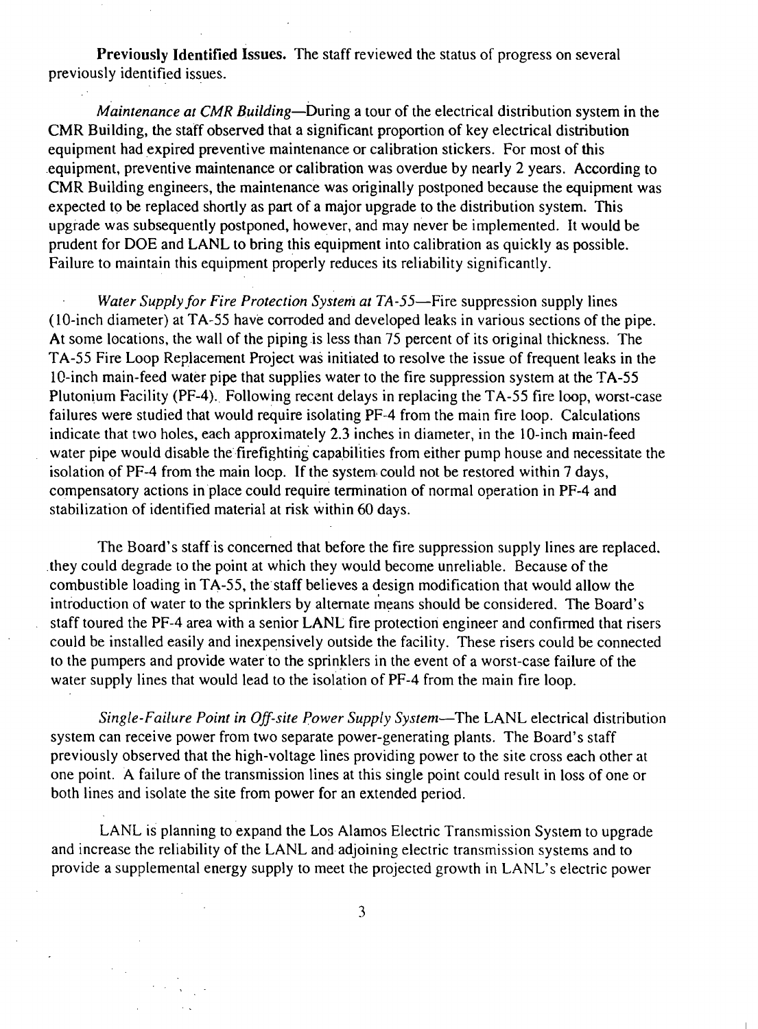**Previously Identified Issues.** The staff reviewed the status of progress on several previously identified issues.

*Maintenance at CMR Building*—During a tour of the electrical distribution system in the CMR Building, the staff observed that a significant proportion of key electrical distribution equipment had expired preventive maintenance or calibration stickers. For most of this equipment, preventive maintenance or calibration was overdue by nearly 2 years. According to CMR Building engineers, the maintenance was originally postponed because the equipment was expected to be replaced shortly as part of a major upgrade to the distribution system. This upgrade was subsequently postponed, however, and may never be implemented. It would be prudent for DOE and LANL to bring this equipment into calibration as quickly as possible. Failure to maintain this equipment properly reduces its reliability significantly.

*Water Supply for Fire Protection System at TA-55*—Fire suppression supply lines (10-inch diameter) at TA-55 have corroded and developed leaks in various sections of the pipe. At some locations, the wall of the piping is less than 75 percent of its original thickness. The TA-55 Fire Loop Replacement Project was initiated to resolve the issue of frequent leaks in the 10-inch main-feed water pipe that supplies water to the fire suppression system at the TA-55 Plutonium Facility (PF-4). Following recent delays in replacing the TA-55 fire loop, worst-case failures were studied that would require isolating PF-4 from the main fire loop. Calculations indicate that two holes, each approximately 2.3 inches in diameter, in the 10-inch main-feed water pipe would disable the firefighting capabilities from either pump house and necessitate the isolation of PF-4 from the main loop. If the system could not be restored within 7 days, compensatory actions in place could require termination of normal operation in PF-4 and stabilization of identified material at risk within 60 days.

The Board's staff is concerned that before the fire suppression supply lines are replaced, they could degrade to the point at which they would become unreliable. Because of the combustible loading in TA-55, the staff believes a design modification that would allow the introduction of water to the sprinklers by alternate means should be considered. The Board's staff toured the PF-4 area with a senior LANL fire protection engineer and confirmed that risers could be installed easily and inexpensively outside the facility. These risers could be connected to the pumpers and provide water to the sprinklers in the event of a worst-case failure of the water supply lines that would lead to the isolation of PF-4 from the main fire loop.

*Single-Failure Point in Off-site Power Supply System*—The LANL electrical distribution system can receive power from two separate power-generating plants. The Board's staff previously observed that the high-voltage lines providing power to the site cross each other at one point. A failure of the transmission lines at this single point could result in loss of one or both lines and isolate the site from power for an extended period.

LANL is planning to expand the Los Alamos Electric Transmission System to upgrade and increase the reliability of the LANL and adjoining electric transmission systems and to provide a supplemental energy supply to meet the projected growth in LANL's electric power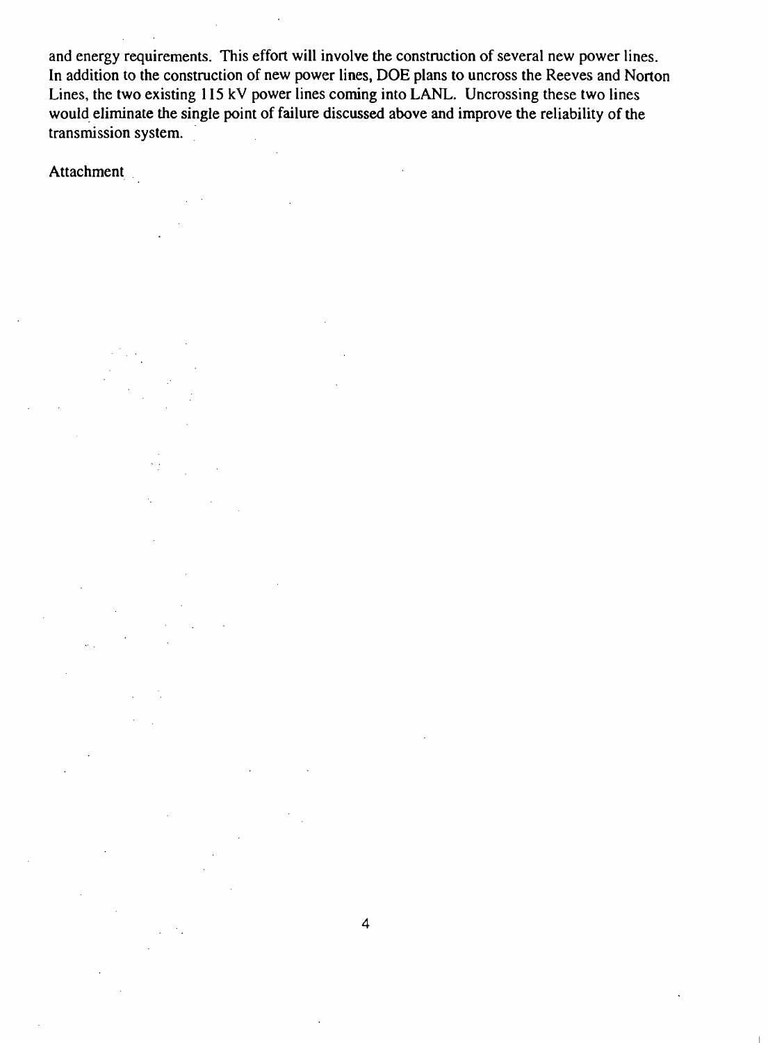and energy requirements. This effort will involve the construction of several new power lines. In addition to the construction of new power lines, DOE plans to uncross the Reeves and Norton Lines, the two existing 115 kV power lines coming into LANL. Uncrossing these two lines would eliminate the single point of failure discussed above and improve the reliability of the transmission system.

Attachment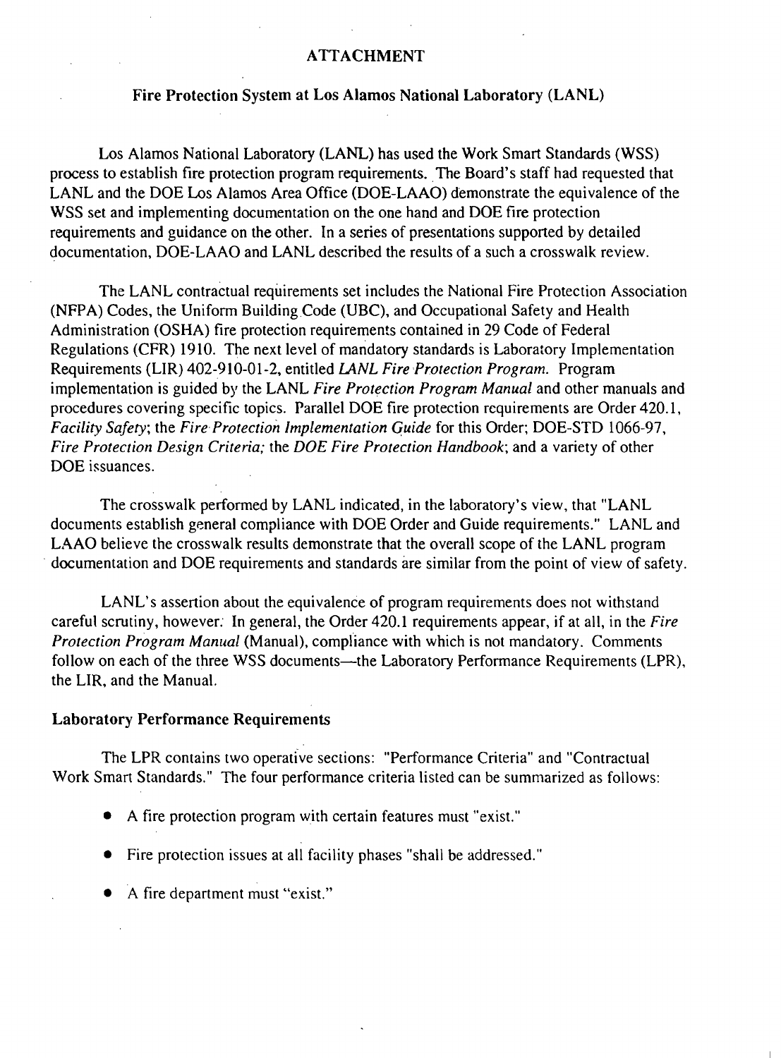# ATTACHMENT

## Fire Protection System at Los Alamos National Laboratory (LANL)

Los Alamos National Laboratory (LANL) has used the Work Smart Standards (WSS) process to establish fire protection program requirements. The Board's staff had requested that LANL and the DOE Los Alamos Area Office (DOE-LAAO) demonstrate the equivalence of the WSS set and implementing documentation on the one hand and DOE fire protection requirements and guidance on the other. In a series of presentations supported by detailed documentation, DOE-LAAO and LANL described the results of a such a crosswalk review.

The LANL contractual requirements set includes the National Fire Protection Association (NFPA) Codes, the Uniform Building Code (UBC), and Occupational Safety and Health Administration (OSHA) fire protection requirements contained in 29 Code of Federal Regulations (CFR) 1910. The next level of mandatory standards is Laboratory Implementation Requirements (LIR) 402-910-01-2, entitled *LANL Fire Protection Program*. Program implementation is guided by the LANL *Fire Protection Program Manual* and other manuals and procedures covering specific topics. Parallel DOE fire protection requirements are Order 420.1, *Facility Safety*; the *Fire Protection Implementation Guide* for this Order; DOE-STD 1066-97, *Fire Protection Design Criteria;* the *DOE Fire Protection Handbook*; and a variety of other DOE issuances.

The crosswalk performed by LANL indicated, in the laboratory's view, that "LANL documents establish general compliance with DOE Order and Guide requirements." LANL and LAAO believe the crosswalk results demonstrate that the overall scope of the LANL program documentation and DOE requirements and standards are similar from the point of view of safety.

LANL's assertion about the equivalence of program requirements does not withstand careful scrutiny, however. In general, the Order 420.1 requirements appear, if at all, in the *Fire Protection Program Manual* (Manual), compliance with which is not mandatory. Comments follow on each of the three WSS documents—the Laboratory Performance Requirements (LPR), the LIR, and the Manual.

### Laboratory Performance Requirements

The LPR contains two operative sections: "Performance Criteria" and "Contractual Work Smart Standards." The four performance criteria listed can be summarized as follows:

- A fire protection program with certain features must "exist."
- Fire protection issues at all facility phases "shall be addressed."
- A fire department must "exist."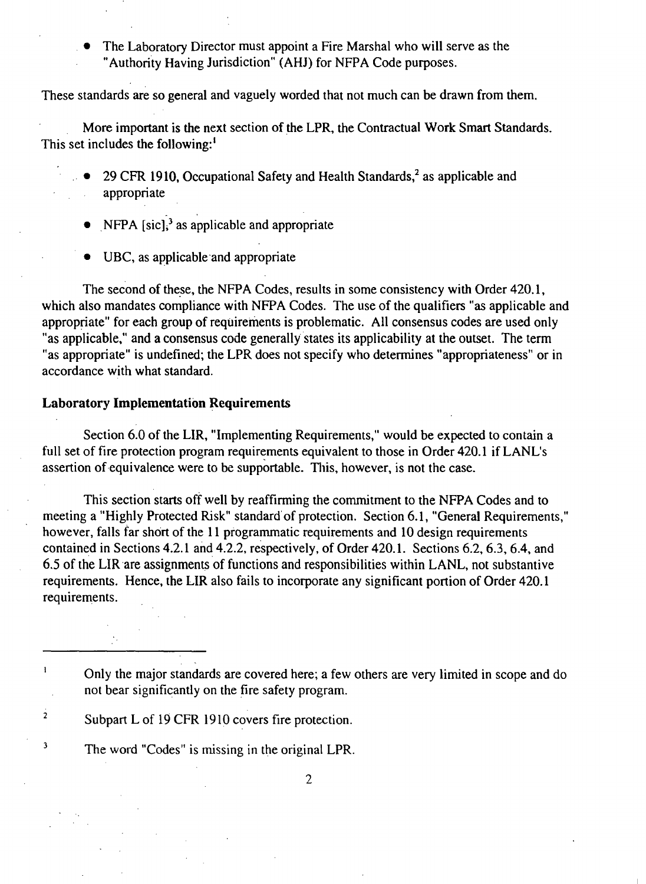- The Laboratory Director must appoint a Fire Marshal who will serve as the "Authority Having Jurisdiction" (AHJ) for NFPA Code purposes.

These standards are so general and vaguely worded that not much can be drawn from them.

More important is the next section of the LPR, the Contractual Work Smart Standards. This set includes the following:[1]

- 29 CFR 1910, Occupational Safety and Health Standards,[2] as applicable and appropriate
- NFPA [sic];[3] as applicable and appropriate
- UBC, as applicable and appropriate

The second of these, the NFPA Codes, results in some consistency with Order 420.1, which also mandates compliance with NFPA Codes. The use of the qualifiers "as applicable and appropriate" for each group of requirements is problematic. All consensus codes are used only "as applicable," and a consensus code generally states its applicability at the outset. The term "as appropriate" is undefined; the LPR does not specify who determines "appropriateness" or in accordance with what standard.

**Laboratory Implementation Requirements**

Section 6.0 of the LIR, "Implementing Requirements," would be expected to contain a full set of fire protection program requirements equivalent to those in Order 420.1 if LANL's assertion of equivalence were to be supportable. This, however, is not the case.

This section starts off well by reaffirming the commitment to the NFPA Codes and to meeting a "Highly Protected Risk" standard of protection. Section 6.1, "General Requirements," however, falls far short of the 11 programmatic requirements and 10 design requirements contained in Sections 4.2.1 and 4.2.2, respectively, of Order 420.1. Sections 6.2, 6.3, 6.4, and 6.5 of the LIR are assignments of functions and responsibilities within LANL, not substantive requirements. Hence, the LIR also fails to incorporate any significant portion of Order 420.1 requirements.

---

[1] Only the major standards are covered here; a few others are very limited in scope and do not bear significantly on the fire safety program.

[2] Subpart L of 19 CFR 1910 covers fire protection.

[3] The word "Codes" is missing in the original LPR.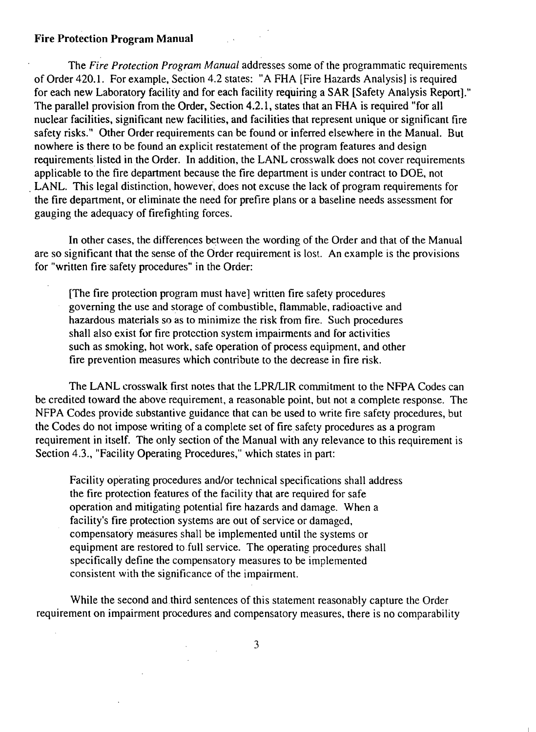**Fire Protection Program Manual**

The *Fire Protection Program Manual* addresses some of the programmatic requirements of Order 420.1. For example, Section 4.2 states: "A FHA [Fire Hazards Analysis] is required for each new Laboratory facility and for each facility requiring a SAR [Safety Analysis Report]." The parallel provision from the Order, Section 4.2.1, states that an FHA is required "for all nuclear facilities, significant new facilities, and facilities that represent unique or significant fire safety risks." Other Order requirements can be found or inferred elsewhere in the Manual. But nowhere is there to be found an explicit restatement of the program features and design requirements listed in the Order. In addition, the LANL crosswalk does not cover requirements applicable to the fire department because the fire department is under contract to DOE, not LANL. This legal distinction, however, does not excuse the lack of program requirements for the fire department, or eliminate the need for prefire plans or a baseline needs assessment for gauging the adequacy of firefighting forces.

In other cases, the differences between the wording of the Order and that of the Manual are so significant that the sense of the Order requirement is lost. An example is the provisions for "written fire safety procedures" in the Order:

> [The fire protection program must have] written fire safety procedures governing the use and storage of combustible, flammable, radioactive and hazardous materials so as to minimize the risk from fire. Such procedures shall also exist for fire protection system impairments and for activities such as smoking, hot work, safe operation of process equipment, and other fire prevention measures which contribute to the decrease in fire risk.

The LANL crosswalk first notes that the LPR/LIR commitment to the NFPA Codes can be credited toward the above requirement, a reasonable point, but not a complete response. The NFPA Codes provide substantive guidance that can be used to write fire safety procedures, but the Codes do not impose writing of a complete set of fire safety procedures as a program requirement in itself. The only section of the Manual with any relevance to this requirement is Section 4.3., "Facility Operating Procedures," which states in part:

> Facility operating procedures and/or technical specifications shall address the fire protection features of the facility that are required for safe operation and mitigating potential fire hazards and damage. When a facility's fire protection systems are out of service or damaged, compensatory measures shall be implemented until the systems or equipment are restored to full service. The operating procedures shall specifically define the compensatory measures to be implemented consistent with the significance of the impairment.

While the second and third sentences of this statement reasonably capture the Order requirement on impairment procedures and compensatory measures, there is no comparability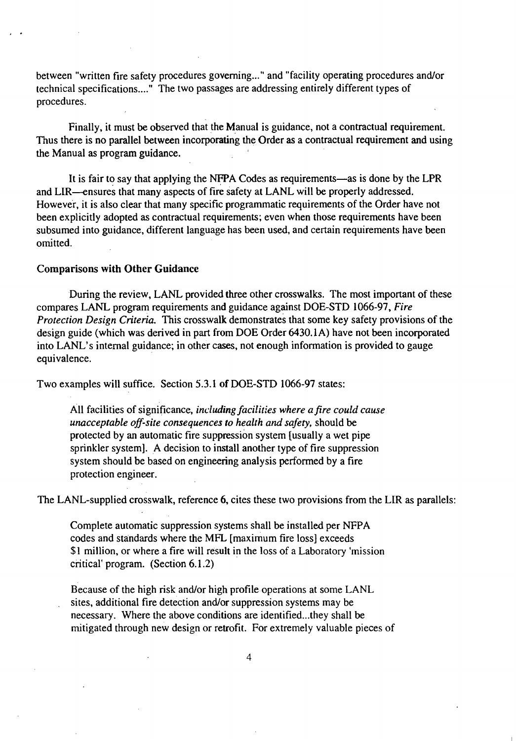between "written fire safety procedures governing..." and "facility operating procedures and/or technical specifications...." The two passages are addressing entirely different types of procedures.

Finally, it must be observed that the Manual is guidance, not a contractual requirement. Thus there is no parallel between incorporating the Order as a contractual requirement and using the Manual as program guidance.

It is fair to say that applying the NFPA Codes as requirements—as is done by the LPR and LIR—ensures that many aspects of fire safety at LANL will be properly addressed. However, it is also clear that many specific programmatic requirements of the Order have not been explicitly adopted as contractual requirements; even when those requirements have been subsumed into guidance, different language has been used, and certain requirements have been omitted.

**Comparisons with Other Guidance**

During the review, LANL provided three other crosswalks. The most important of these compares LANL program requirements and guidance against DOE-STD 1066-97, *Fire Protection Design Criteria.* This crosswalk demonstrates that some key safety provisions of the design guide (which was derived in part from DOE Order 6430.1A) have not been incorporated into LANL's internal guidance; in other cases, not enough information is provided to gauge equivalence.

Two examples will suffice. Section 5.3.1 of DOE-STD 1066-97 states:

> All facilities of significance, *including facilities where a fire could cause unacceptable off-site consequences to health and safety,* should be protected by an automatic fire suppression system [usually a wet pipe sprinkler system]. A decision to install another type of fire suppression system should be based on engineering analysis performed by a fire protection engineer.

The LANL-supplied crosswalk, reference 6, cites these two provisions from the LIR as parallels:

> Complete automatic suppression systems shall be installed per NFPA codes and standards where the MFL [maximum fire loss] exceeds $1 million, or where a fire will result in the loss of a Laboratory 'mission critical' program. (Section 6.1.2)

> Because of the high risk and/or high profile operations at some LANL sites, additional fire detection and/or suppression systems may be necessary. Where the above conditions are identified...they shall be mitigated through new design or retrofit. For extremely valuable pieces of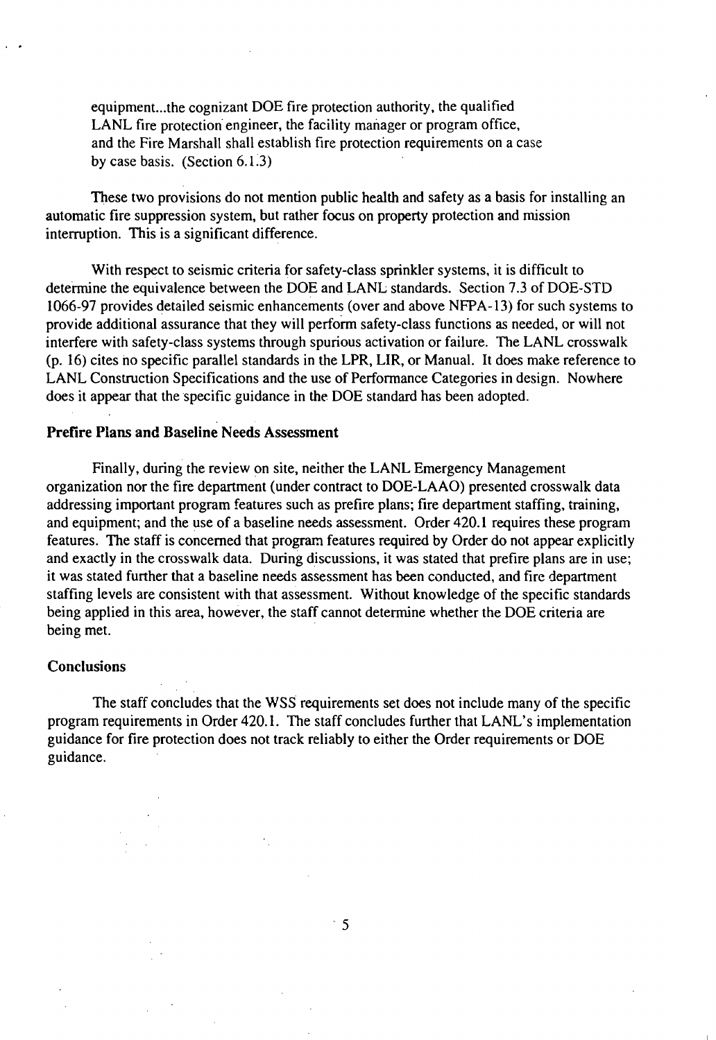equipment...the cognizant DOE fire protection authority, the qualified LANL fire protection engineer, the facility manager or program office, and the Fire Marshall shall establish fire protection requirements on a case by case basis. (Section 6.1.3)

These two provisions do not mention public health and safety as a basis for installing an automatic fire suppression system, but rather focus on property protection and mission interruption. This is a significant difference.

With respect to seismic criteria for safety-class sprinkler systems, it is difficult to determine the equivalence between the DOE and LANL standards. Section 7.3 of DOE-STD 1066-97 provides detailed seismic enhancements (over and above NFPA-13) for such systems to provide additional assurance that they will perform safety-class functions as needed, or will not interfere with safety-class systems through spurious activation or failure. The LANL crosswalk (p. 16) cites no specific parallel standards in the LPR, LIR, or Manual. It does make reference to LANL Construction Specifications and the use of Performance Categories in design. Nowhere does it appear that the specific guidance in the DOE standard has been adopted.

## Prefire Plans and Baseline Needs Assessment

Finally, during the review on site, neither the LANL Emergency Management organization nor the fire department (under contract to DOE-LAAO) presented crosswalk data addressing important program features such as prefire plans; fire department staffing, training, and equipment; and the use of a baseline needs assessment. Order 420.1 requires these program features. The staff is concerned that program features required by Order do not appear explicitly and exactly in the crosswalk data. During discussions, it was stated that prefire plans are in use; it was stated further that a baseline needs assessment has been conducted, and fire department staffing levels are consistent with that assessment. Without knowledge of the specific standards being applied in this area, however, the staff cannot determine whether the DOE criteria are being met.

## Conclusions

The staff concludes that the WSS requirements set does not include many of the specific program requirements in Order 420.1. The staff concludes further that LANL's implementation guidance for fire protection does not track reliably to either the Order requirements or DOE guidance.